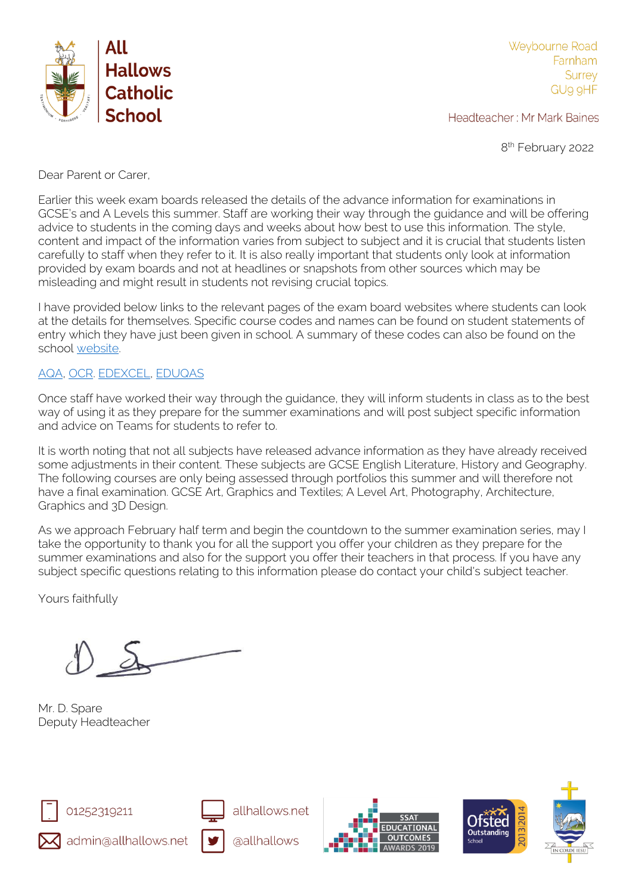**All Hallows Catholic School**

Weybourne Road
Farnham
Surrey
GU9 9HF

Headteacher : Mr Mark Baines

8th February 2022

Dear Parent or Carer,

Earlier this week exam boards released the details of the advance information for examinations in GCSE's and A Levels this summer. Staff are working their way through the guidance and will be offering advice to students in the coming days and weeks about how best to use this information. The style, content and impact of the information varies from subject to subject and it is crucial that students listen carefully to staff when they refer to it. It is also really important that students only look at information provided by exam boards and not at headlines or snapshots from other sources which may be misleading and might result in students not revising crucial topics.

I have provided below links to the relevant pages of the exam board websites where students can look at the details for themselves. Specific course codes and names can be found on student statements of entry which they have just been given in school. A summary of these codes can also be found on the school website.

AQA, OCR. EDEXCEL, EDUQAS

Once staff have worked their way through the guidance, they will inform students in class as to the best way of using it as they prepare for the summer examinations and will post subject specific information and advice on Teams for students to refer to.

It is worth noting that not all subjects have released advance information as they have already received some adjustments in their content. These subjects are GCSE English Literature, History and Geography. The following courses are only being assessed through portfolios this summer and will therefore not have a final examination. GCSE Art, Graphics and Textiles; A Level Art, Photography, Architecture, Graphics and 3D Design.

As we approach February half term and begin the countdown to the summer examination series, may I take the opportunity to thank you for all the support you offer your children as they prepare for the summer examinations and also for the support you offer their teachers in that process. If you have any subject specific questions relating to this information please do contact your child's subject teacher.

Yours faithfully

Mr. D. Spare
Deputy Headteacher

01252319211 | allhallows.net
admin@allhallows.net | @allhallows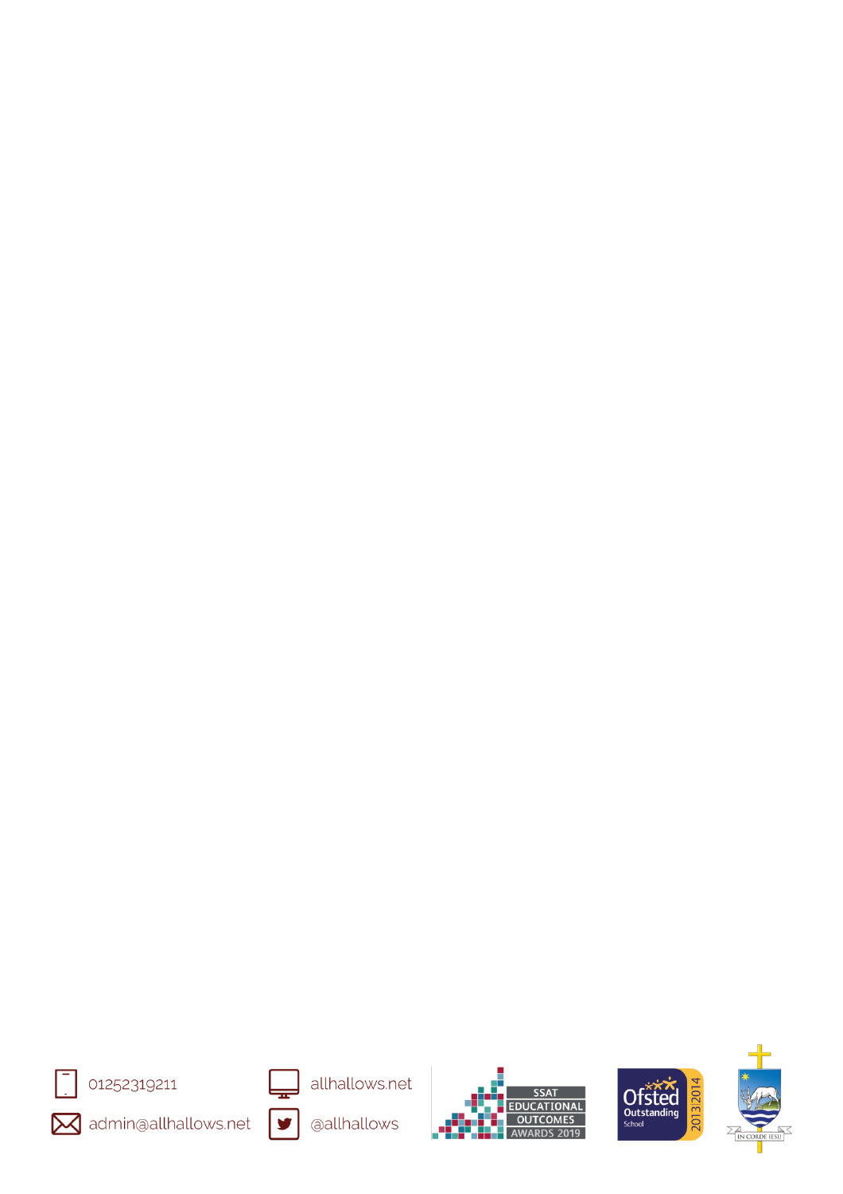01252319211

admin@allhallows.net

allhallows.net

@allhallows

SSAT EDUCATIONAL OUTCOMES AWARDS 2019

Ofsted Outstanding School 2013 2014

IN CORDE IESU